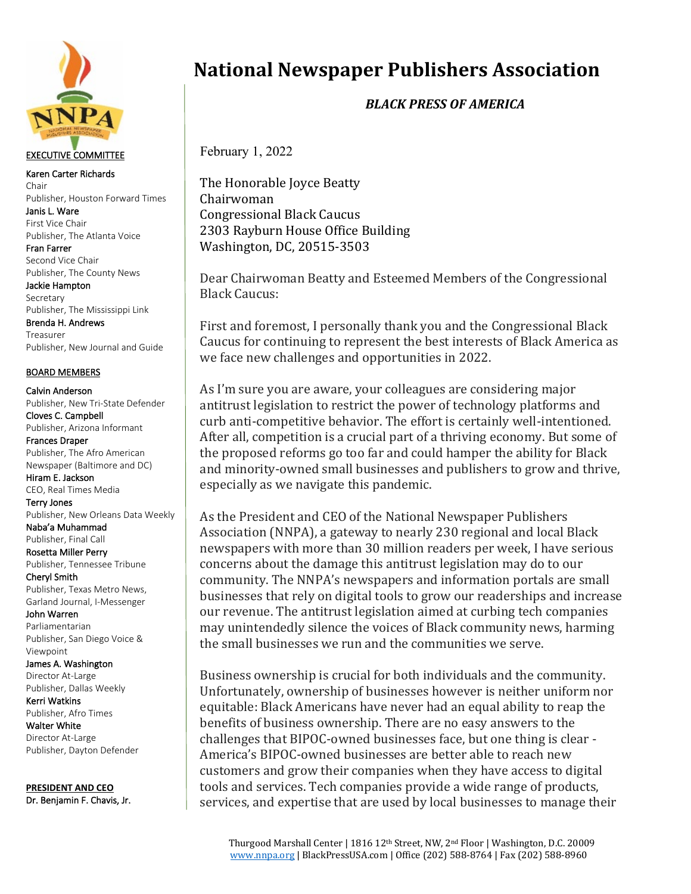# National Newspaper Publishers Association

***BLACK PRESS OF AMERICA***

EXECUTIVE COMMITTEE

**Karen Carter Richards**
Chair
Publisher, Houston Forward Times

**Janis L. Ware**
First Vice Chair
Publisher, The Atlanta Voice

**Fran Farrer**
Second Vice Chair
Publisher, The County News

**Jackie Hampton**
Secretary
Publisher, The Mississippi Link

**Brenda H. Andrews**
Treasurer
Publisher, New Journal and Guide

BOARD MEMBERS

**Calvin Anderson**
Publisher, New Tri-State Defender

**Cloves C. Campbell**
Publisher, Arizona Informant

**Frances Draper**
Publisher, The Afro American Newspaper (Baltimore and DC)

**Hiram E. Jackson**
CEO, Real Times Media

**Terry Jones**
Publisher, New Orleans Data Weekly

**Naba'a Muhammad**
Publisher, Final Call

**Rosetta Miller Perry**
Publisher, Tennessee Tribune

**Cheryl Smith**
Publisher, Texas Metro News, Garland Journal, I-Messenger

**John Warren**
Parliamentarian
Publisher, San Diego Voice & Viewpoint

**James A. Washington**
Director At-Large
Publisher, Dallas Weekly

**Kerri Watkins**
Publisher, Afro Times

**Walter White**
Director At-Large
Publisher, Dayton Defender

**PRESIDENT AND CEO**
**Dr. Benjamin F. Chavis, Jr.**

February 1, 2022

The Honorable Joyce Beatty
Chairwoman
Congressional Black Caucus
2303 Rayburn House Office Building
Washington, DC, 20515-3503

Dear Chairwoman Beatty and Esteemed Members of the Congressional Black Caucus:

First and foremost, I personally thank you and the Congressional Black Caucus for continuing to represent the best interests of Black America as we face new challenges and opportunities in 2022.

As I'm sure you are aware, your colleagues are considering major antitrust legislation to restrict the power of technology platforms and curb anti-competitive behavior. The effort is certainly well-intentioned. After all, competition is a crucial part of a thriving economy. But some of the proposed reforms go too far and could hamper the ability for Black and minority-owned small businesses and publishers to grow and thrive, especially as we navigate this pandemic.

As the President and CEO of the National Newspaper Publishers Association (NNPA), a gateway to nearly 230 regional and local Black newspapers with more than 30 million readers per week, I have serious concerns about the damage this antitrust legislation may do to our community. The NNPA's newspapers and information portals are small businesses that rely on digital tools to grow our readerships and increase our revenue. The antitrust legislation aimed at curbing tech companies may unintendedly silence the voices of Black community news, harming the small businesses we run and the communities we serve.

Business ownership is crucial for both individuals and the community. Unfortunately, ownership of businesses however is neither uniform nor equitable: Black Americans have never had an equal ability to reap the benefits of business ownership. There are no easy answers to the challenges that BIPOC-owned businesses face, but one thing is clear - America's BIPOC-owned businesses are better able to reach new customers and grow their companies when they have access to digital tools and services. Tech companies provide a wide range of products, services, and expertise that are used by local businesses to manage their

Thurgood Marshall Center | 1816 12th Street, NW, 2nd Floor | Washington, D.C. 20009
www.nnpa.org | BlackPressUSA.com | Office (202) 588-8764 | Fax (202) 588-8960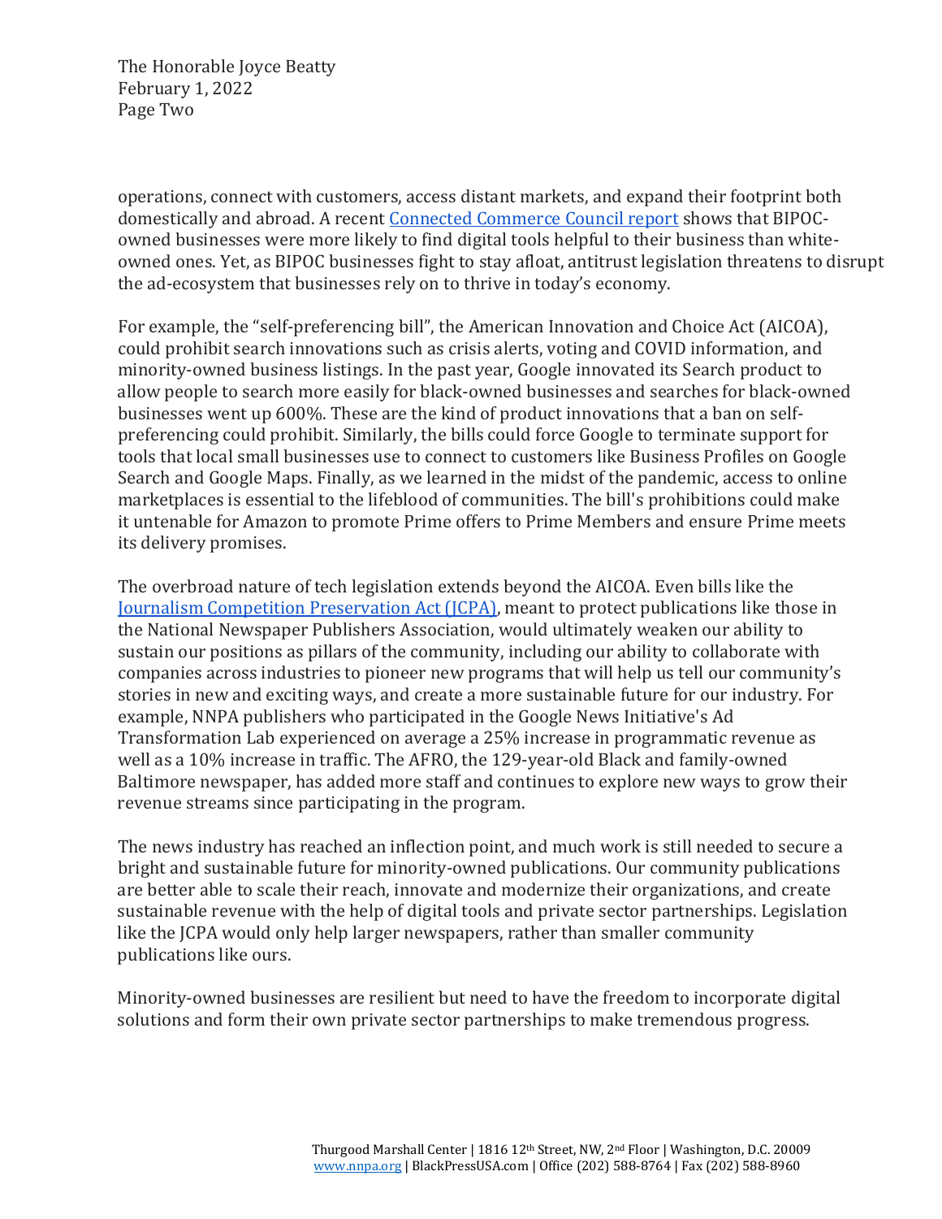operations, connect with customers, access distant markets, and expand their footprint both domestically and abroad. A recent Connected Commerce Council report shows that BIPOC-owned businesses were more likely to find digital tools helpful to their business than white-owned ones. Yet, as BIPOC businesses fight to stay afloat, antitrust legislation threatens to disrupt the ad-ecosystem that businesses rely on to thrive in today's economy.

For example, the "self-preferencing bill", the American Innovation and Choice Act (AICOA), could prohibit search innovations such as crisis alerts, voting and COVID information, and minority-owned business listings. In the past year, Google innovated its Search product to allow people to search more easily for black-owned businesses and searches for black-owned businesses went up 600%. These are the kind of product innovations that a ban on self-preferencing could prohibit. Similarly, the bills could force Google to terminate support for tools that local small businesses use to connect to customers like Business Profiles on Google Search and Google Maps. Finally, as we learned in the midst of the pandemic, access to online marketplaces is essential to the lifeblood of communities. The bill's prohibitions could make it untenable for Amazon to promote Prime offers to Prime Members and ensure Prime meets its delivery promises.

The overbroad nature of tech legislation extends beyond the AICOA. Even bills like the Journalism Competition Preservation Act (JCPA), meant to protect publications like those in the National Newspaper Publishers Association, would ultimately weaken our ability to sustain our positions as pillars of the community, including our ability to collaborate with companies across industries to pioneer new programs that will help us tell our community's stories in new and exciting ways, and create a more sustainable future for our industry. For example, NNPA publishers who participated in the Google News Initiative's Ad Transformation Lab experienced on average a 25% increase in programmatic revenue as well as a 10% increase in traffic. The AFRO, the 129-year-old Black and family-owned Baltimore newspaper, has added more staff and continues to explore new ways to grow their revenue streams since participating in the program.

The news industry has reached an inflection point, and much work is still needed to secure a bright and sustainable future for minority-owned publications. Our community publications are better able to scale their reach, innovate and modernize their organizations, and create sustainable revenue with the help of digital tools and private sector partnerships. Legislation like the JCPA would only help larger newspapers, rather than smaller community publications like ours.

Minority-owned businesses are resilient but need to have the freedom to incorporate digital solutions and form their own private sector partnerships to make tremendous progress.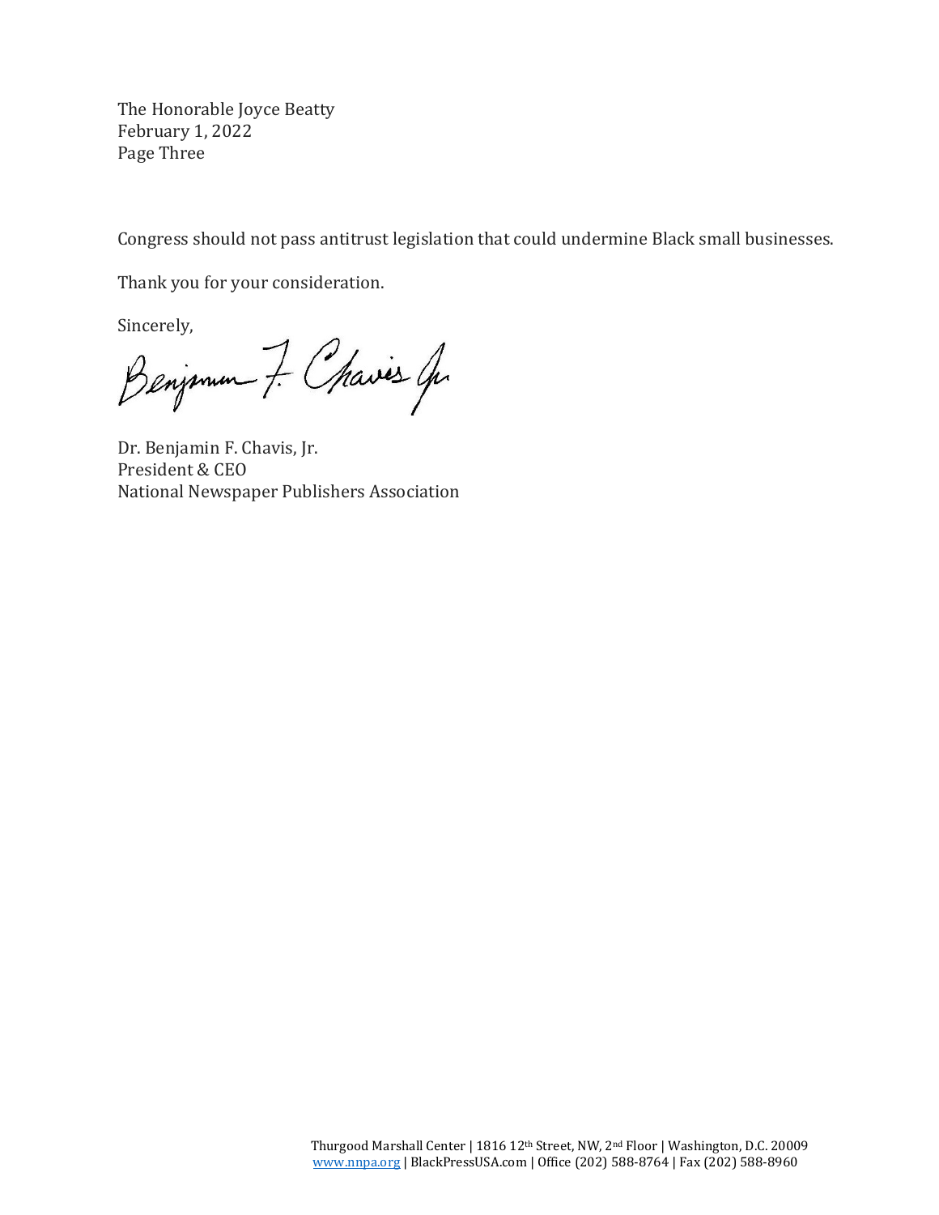Congress should not pass antitrust legislation that could undermine Black small businesses.

Thank you for your consideration.

Sincerely,

Benjamin F. Chavis Jr.

Dr. Benjamin F. Chavis, Jr.
President & CEO
National Newspaper Publishers Association